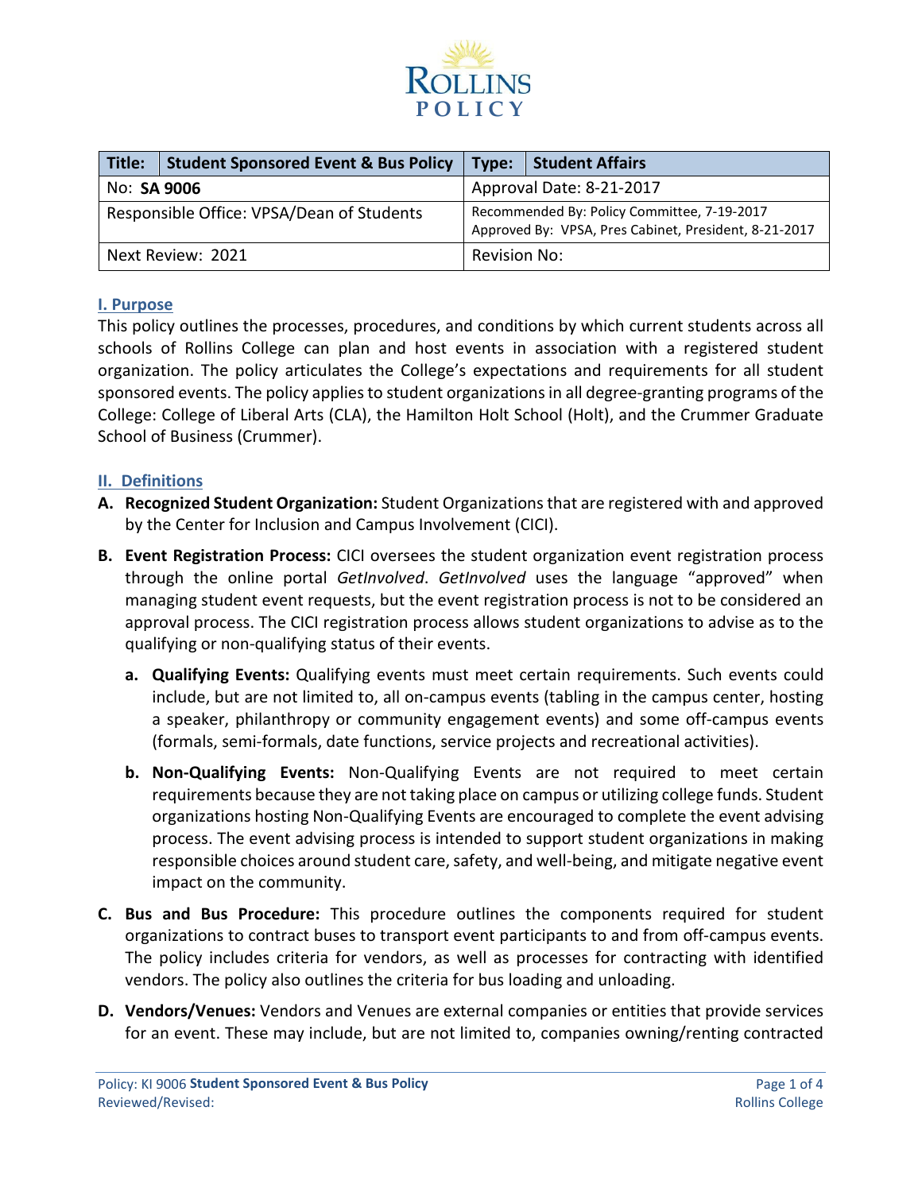ROLLINS
POLICY

| Title: | Student Sponsored Event & Bus Policy | Type: | Student Affairs |
|---|---|---|---|
| No: **SA 9006** | | Approval Date: 8-21-2017 | |
| Responsible Office: VPSA/Dean of Students | | Recommended By: Policy Committee, 7-19-2017<br>Approved By: VPSA, Pres Cabinet, President, 8-21-2017 | |
| Next Review: 2021 | | Revision No: | |

## I. Purpose

This policy outlines the processes, procedures, and conditions by which current students across all schools of Rollins College can plan and host events in association with a registered student organization. The policy articulates the College's expectations and requirements for all student sponsored events. The policy applies to student organizations in all degree-granting programs of the College: College of Liberal Arts (CLA), the Hamilton Holt School (Holt), and the Crummer Graduate School of Business (Crummer).

## II. Definitions

**A. Recognized Student Organization:** Student Organizations that are registered with and approved by the Center for Inclusion and Campus Involvement (CICI).

**B. Event Registration Process:** CICI oversees the student organization event registration process through the online portal *GetInvolved*. *GetInvolved* uses the language "approved" when managing student event requests, but the event registration process is not to be considered an approval process. The CICI registration process allows student organizations to advise as to the qualifying or non-qualifying status of their events.

   a. **Qualifying Events:** Qualifying events must meet certain requirements. Such events could include, but are not limited to, all on-campus events (tabling in the campus center, hosting a speaker, philanthropy or community engagement events) and some off-campus events (formals, semi-formals, date functions, service projects and recreational activities).

   b. **Non-Qualifying Events:** Non-Qualifying Events are not required to meet certain requirements because they are not taking place on campus or utilizing college funds. Student organizations hosting Non-Qualifying Events are encouraged to complete the event advising process. The event advising process is intended to support student organizations in making responsible choices around student care, safety, and well-being, and mitigate negative event impact on the community.

**C. Bus and Bus Procedure:** This procedure outlines the components required for student organizations to contract buses to transport event participants to and from off-campus events. The policy includes criteria for vendors, as well as processes for contracting with identified vendors. The policy also outlines the criteria for bus loading and unloading.

**D. Vendors/Venues:** Vendors and Venues are external companies or entities that provide services for an event. These may include, but are not limited to, companies owning/renting contracted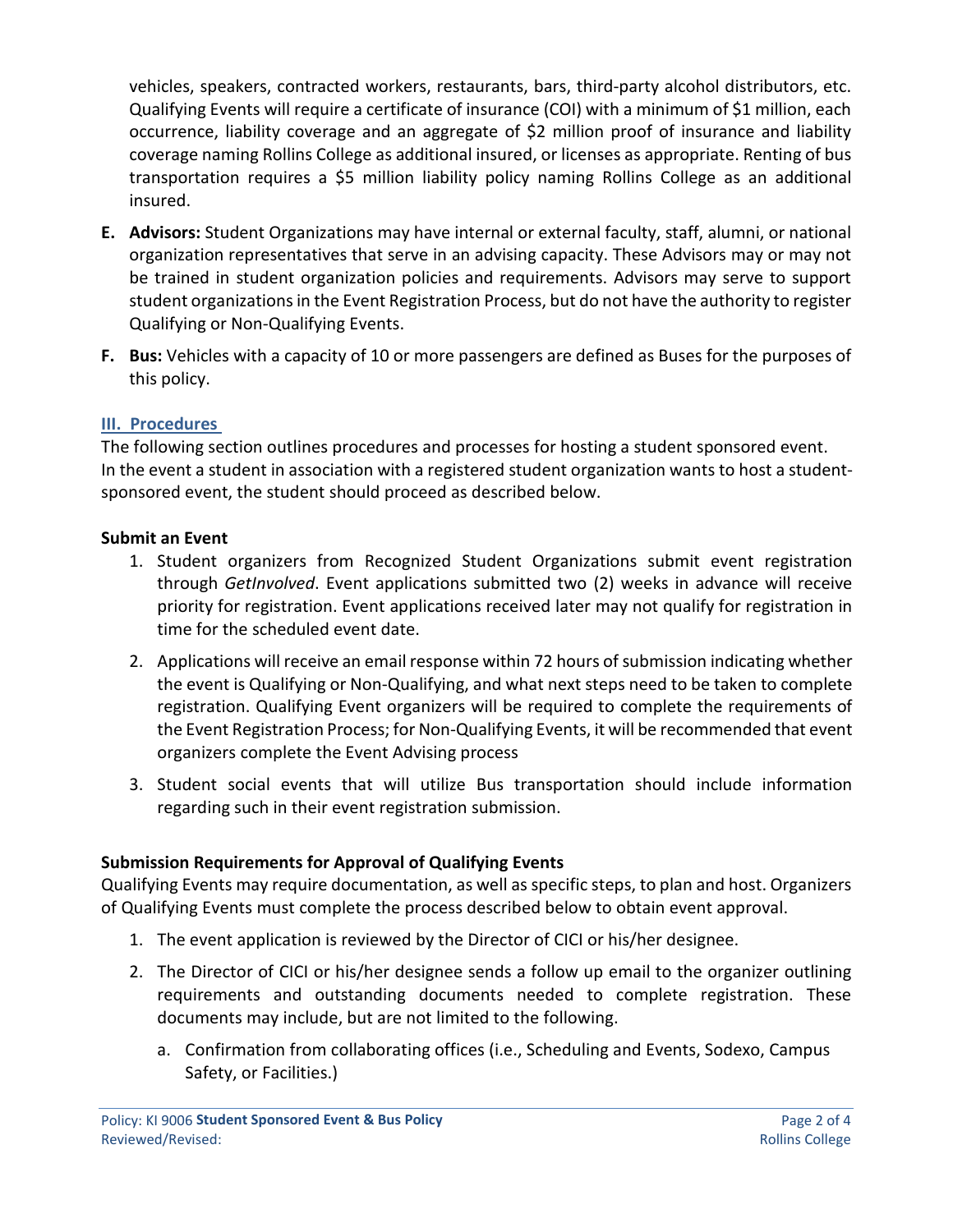vehicles, speakers, contracted workers, restaurants, bars, third-party alcohol distributors, etc. Qualifying Events will require a certificate of insurance (COI) with a minimum of $1 million, each occurrence, liability coverage and an aggregate of $2 million proof of insurance and liability coverage naming Rollins College as additional insured, or licenses as appropriate. Renting of bus transportation requires a $5 million liability policy naming Rollins College as an additional insured.

- **E. Advisors:** Student Organizations may have internal or external faculty, staff, alumni, or national organization representatives that serve in an advising capacity. These Advisors may or may not be trained in student organization policies and requirements. Advisors may serve to support student organizations in the Event Registration Process, but do not have the authority to register Qualifying or Non-Qualifying Events.
- **F. Bus:** Vehicles with a capacity of 10 or more passengers are defined as Buses for the purposes of this policy.

## III. Procedures

The following section outlines procedures and processes for hosting a student sponsored event. In the event a student in association with a registered student organization wants to host a student-sponsored event, the student should proceed as described below.

### Submit an Event

1. Student organizers from Recognized Student Organizations submit event registration through *GetInvolved*. Event applications submitted two (2) weeks in advance will receive priority for registration. Event applications received later may not qualify for registration in time for the scheduled event date.
2. Applications will receive an email response within 72 hours of submission indicating whether the event is Qualifying or Non-Qualifying, and what next steps need to be taken to complete registration. Qualifying Event organizers will be required to complete the requirements of the Event Registration Process; for Non-Qualifying Events, it will be recommended that event organizers complete the Event Advising process
3. Student social events that will utilize Bus transportation should include information regarding such in their event registration submission.

### Submission Requirements for Approval of Qualifying Events

Qualifying Events may require documentation, as well as specific steps, to plan and host. Organizers of Qualifying Events must complete the process described below to obtain event approval.

1. The event application is reviewed by the Director of CICI or his/her designee.
2. The Director of CICI or his/her designee sends a follow up email to the organizer outlining requirements and outstanding documents needed to complete registration. These documents may include, but are not limited to the following.
    a. Confirmation from collaborating offices (i.e., Scheduling and Events, Sodexo, Campus Safety, or Facilities.)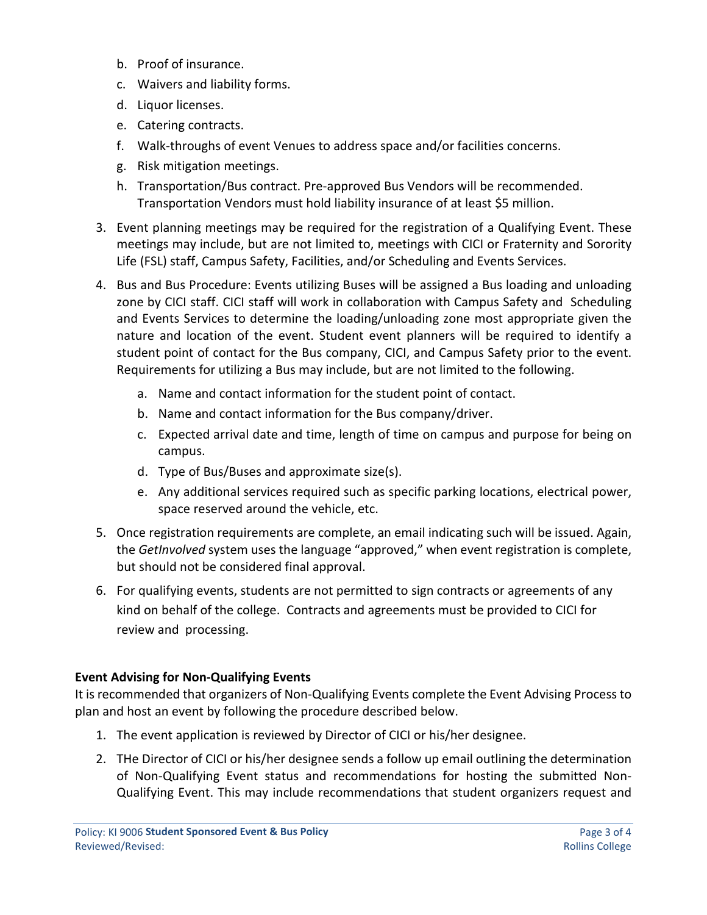b. Proof of insurance.
   c. Waivers and liability forms.
   d. Liquor licenses.
   e. Catering contracts.
   f. Walk-throughs of event Venues to address space and/or facilities concerns.
   g. Risk mitigation meetings.
   h. Transportation/Bus contract. Pre-approved Bus Vendors will be recommended. Transportation Vendors must hold liability insurance of at least $5 million.

3. Event planning meetings may be required for the registration of a Qualifying Event. These meetings may include, but are not limited to, meetings with CICI or Fraternity and Sorority Life (FSL) staff, Campus Safety, Facilities, and/or Scheduling and Events Services.

4. Bus and Bus Procedure: Events utilizing Buses will be assigned a Bus loading and unloading zone by CICI staff. CICI staff will work in collaboration with Campus Safety and Scheduling and Events Services to determine the loading/unloading zone most appropriate given the nature and location of the event. Student event planners will be required to identify a student point of contact for the Bus company, CICI, and Campus Safety prior to the event. Requirements for utilizing a Bus may include, but are not limited to the following.
   a. Name and contact information for the student point of contact.
   b. Name and contact information for the Bus company/driver.
   c. Expected arrival date and time, length of time on campus and purpose for being on campus.
   d. Type of Bus/Buses and approximate size(s).
   e. Any additional services required such as specific parking locations, electrical power, space reserved around the vehicle, etc.

5. Once registration requirements are complete, an email indicating such will be issued. Again, the *GetInvolved* system uses the language "approved," when event registration is complete, but should not be considered final approval.

6. For qualifying events, students are not permitted to sign contracts or agreements of any kind on behalf of the college. Contracts and agreements must be provided to CICI for review and processing.

**Event Advising for Non-Qualifying Events**

It is recommended that organizers of Non-Qualifying Events complete the Event Advising Process to plan and host an event by following the procedure described below.

1. The event application is reviewed by Director of CICI or his/her designee.
2. THe Director of CICI or his/her designee sends a follow up email outlining the determination of Non-Qualifying Event status and recommendations for hosting the submitted Non-Qualifying Event. This may include recommendations that student organizers request and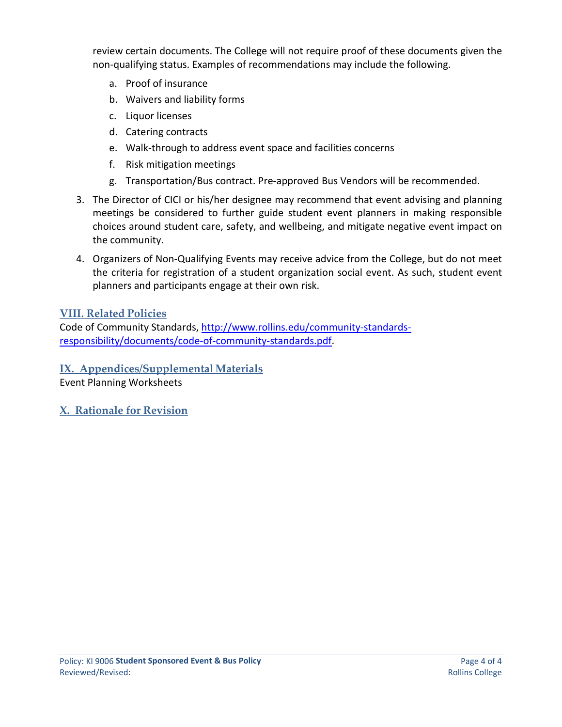review certain documents. The College will not require proof of these documents given the non-qualifying status. Examples of recommendations may include the following.

   a. Proof of insurance
   b. Waivers and liability forms
   c. Liquor licenses
   d. Catering contracts
   e. Walk-through to address event space and facilities concerns
   f. Risk mitigation meetings
   g. Transportation/Bus contract. Pre-approved Bus Vendors will be recommended.

3. The Director of CICI or his/her designee may recommend that event advising and planning meetings be considered to further guide student event planners in making responsible choices around student care, safety, and wellbeing, and mitigate negative event impact on the community.

4. Organizers of Non-Qualifying Events may receive advice from the College, but do not meet the criteria for registration of a student organization social event. As such, student event planners and participants engage at their own risk.

## VIII. Related Policies

Code of Community Standards, [http://www.rollins.edu/community-standards-responsibility/documents/code-of-community-standards.pdf](http://www.rollins.edu/community-standards-responsibility/documents/code-of-community-standards.pdf).

## IX. Appendices/Supplemental Materials

Event Planning Worksheets

## X. Rationale for Revision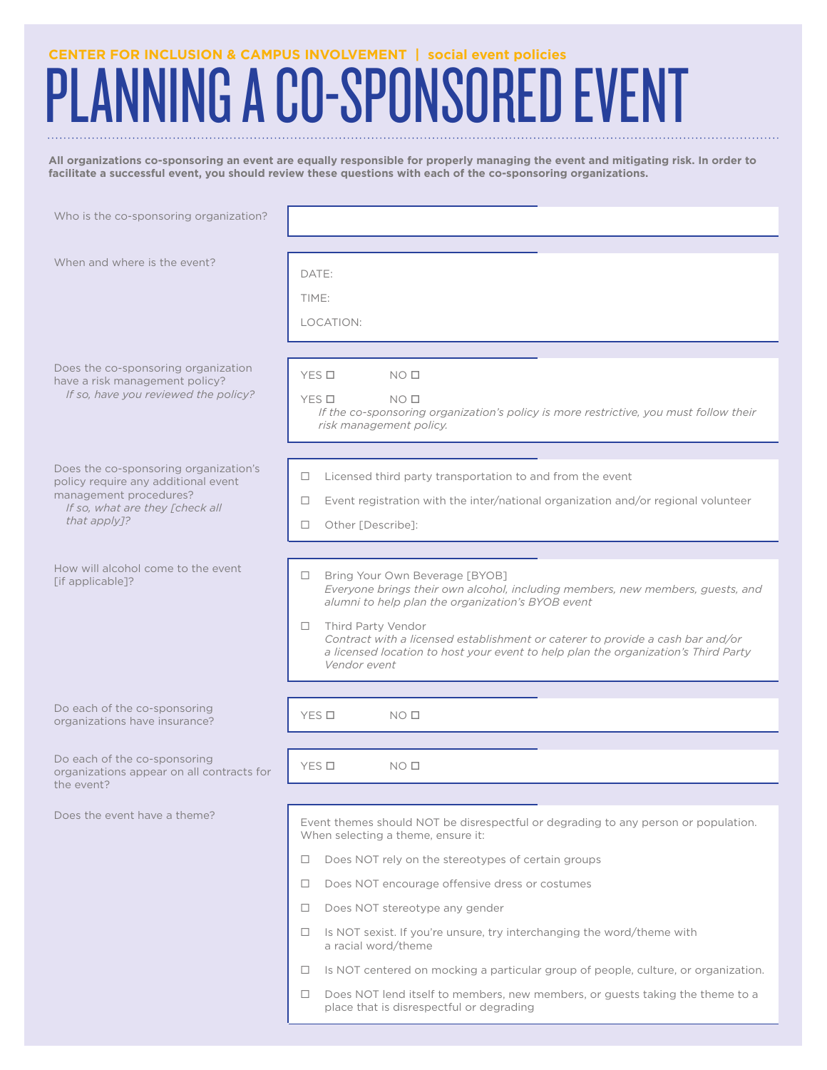CENTER FOR INCLUSION & CAMPUS INVOLVEMENT | social event policies

# PLANNING A CO-SPONSORED EVENT

**All organizations co-sponsoring an event are equally responsible for properly managing the event and mitigating risk. In order to facilitate a successful event, you should review these questions with each of the co-sponsoring organizations.**

Who is the co-sponsoring organization?

When and where is the event?

DATE:

TIME:

LOCATION:

Does the co-sponsoring organization have a risk management policy?
*If so, have you reviewed the policy?*

YES ☐ NO ☐

YES ☐ NO ☐
*If the co-sponsoring organization's policy is more restrictive, you must follow their risk management policy.*

Does the co-sponsoring organization's policy require any additional event management procedures?
*If so, what are they [check all that apply]?*

- ☐ Licensed third party transportation to and from the event
- ☐ Event registration with the inter/national organization and/or regional volunteer
- ☐ Other [Describe]:

How will alcohol come to the event [if applicable]?

- ☐ Bring Your Own Beverage [BYOB]
  *Everyone brings their own alcohol, including members, new members, guests, and alumni to help plan the organization's BYOB event*
- ☐ Third Party Vendor
  *Contract with a licensed establishment or caterer to provide a cash bar and/or a licensed location to host your event to help plan the organization's Third Party Vendor event*

Do each of the co-sponsoring organizations have insurance?

YES ☐ NO ☐

Do each of the co-sponsoring organizations appear on all contracts for the event?

YES ☐ NO ☐

Does the event have a theme?

Event themes should NOT be disrespectful or degrading to any person or population. When selecting a theme, ensure it:

- ☐ Does NOT rely on the stereotypes of certain groups
- ☐ Does NOT encourage offensive dress or costumes
- ☐ Does NOT stereotype any gender
- ☐ Is NOT sexist. If you're unsure, try interchanging the word/theme with a racial word/theme
- ☐ Is NOT centered on mocking a particular group of people, culture, or organization.
- ☐ Does NOT lend itself to members, new members, or guests taking the theme to a place that is disrespectful or degrading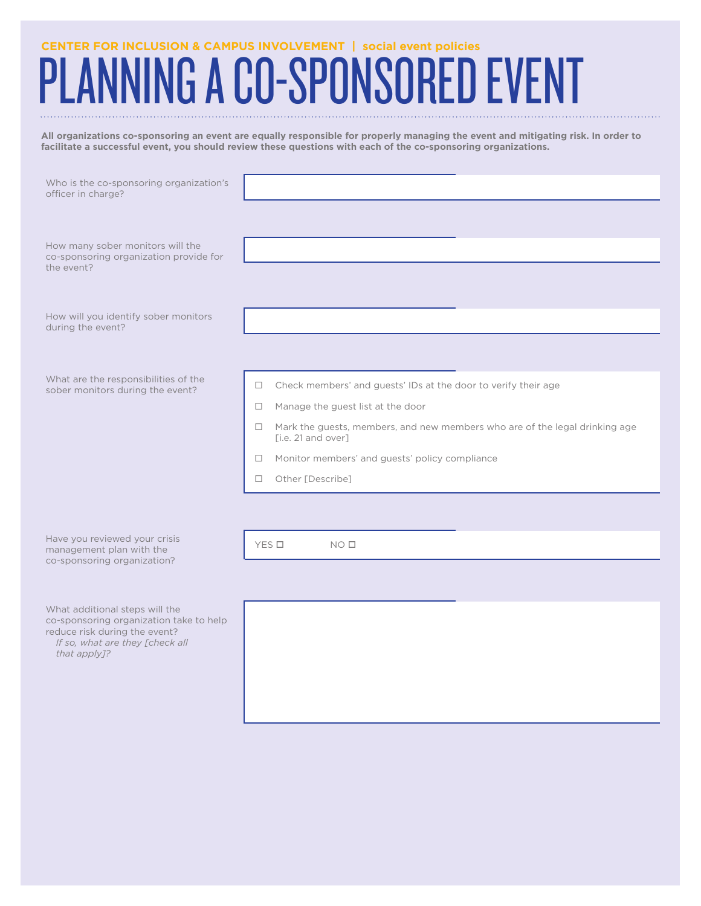CENTER FOR INCLUSION & CAMPUS INVOLVEMENT | social event policies

# PLANNING A CO-SPONSORED EVENT

**All organizations co-sponsoring an event are equally responsible for properly managing the event and mitigating risk. In order to facilitate a successful event, you should review these questions with each of the co-sponsoring organizations.**

Who is the co-sponsoring organization's officer in charge?

How many sober monitors will the co-sponsoring organization provide for the event?

How will you identify sober monitors during the event?

What are the responsibilities of the sober monitors during the event?

- ☐ Check members' and guests' IDs at the door to verify their age
- ☐ Manage the guest list at the door
- ☐ Mark the guests, members, and new members who are of the legal drinking age [i.e. 21 and over]
- ☐ Monitor members' and guests' policy compliance
- ☐ Other [Describe]

Have you reviewed your crisis management plan with the co-sponsoring organization?

YES ☐ NO ☐

What additional steps will the co-sponsoring organization take to help reduce risk during the event?
*If so, what are they [check all that apply]?*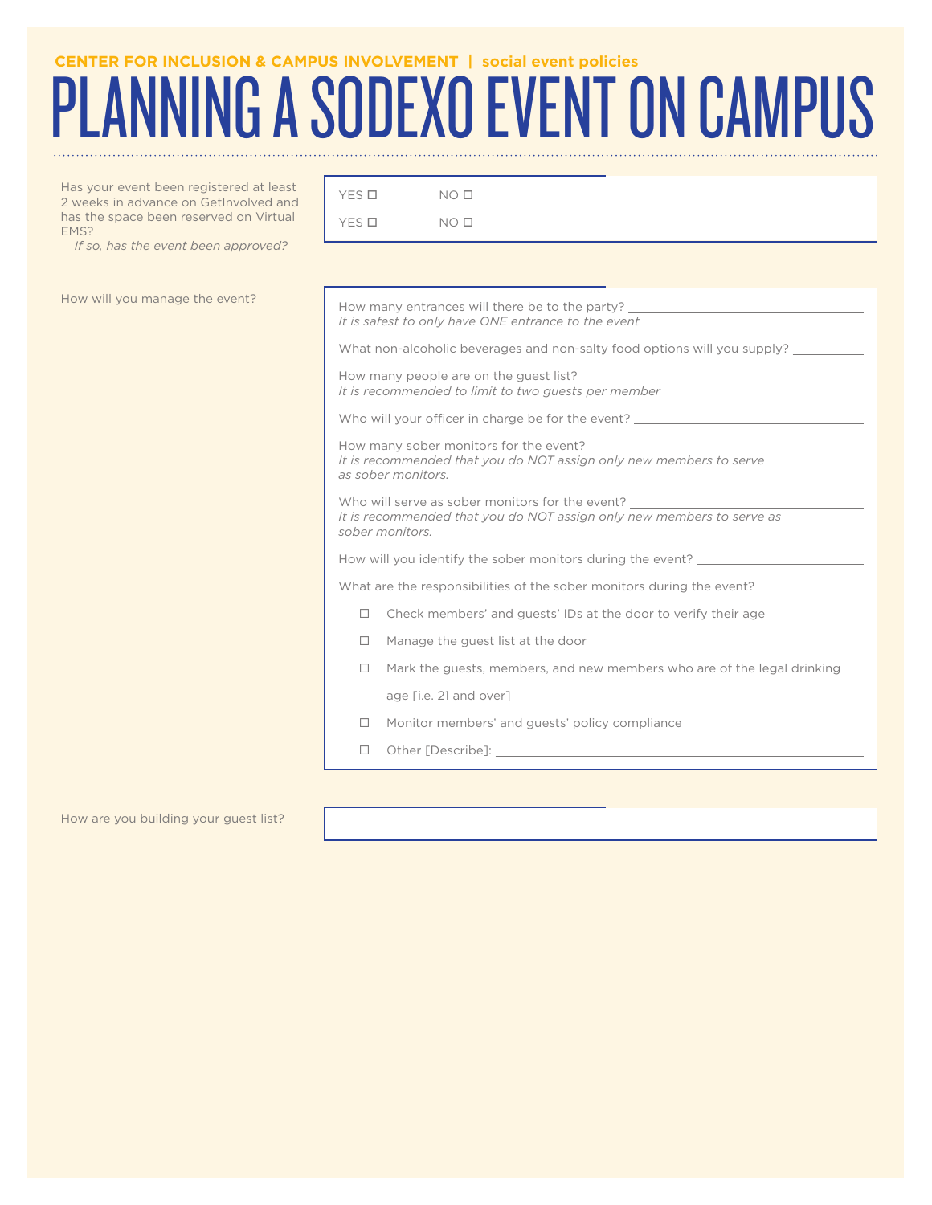**CENTER FOR INCLUSION & CAMPUS INVOLVEMENT | social event policies**

# PLANNING A SODEXO EVENT ON CAMPUS

Has your event been registered at least 2 weeks in advance on GetInvolved and has the space been reserved on Virtual EMS?

YES ☐ NO ☐

*If so, has the event been approved?*

YES ☐ NO ☐

How will you manage the event?

How many entrances will there be to the party? ______________________
*It is safest to only have ONE entrance to the event*

What non-alcoholic beverages and non-salty food options will you supply? __________

How many people are on the guest list? ______________________
*It is recommended to limit to two guests per member*

Who will your officer in charge be for the event? ______________________

How many sober monitors for the event? ______________________
*It is recommended that you do NOT assign only new members to serve as sober monitors.*

Who will serve as sober monitors for the event? ______________________
*It is recommended that you do NOT assign only new members to serve as sober monitors.*

How will you identify the sober monitors during the event? ______________________

What are the responsibilities of the sober monitors during the event?

- ☐ Check members' and guests' IDs at the door to verify their age
- ☐ Manage the guest list at the door
- ☐ Mark the guests, members, and new members who are of the legal drinking age [i.e. 21 and over]
- ☐ Monitor members' and guests' policy compliance
- ☐ Other [Describe]: ______________________

How are you building your guest list?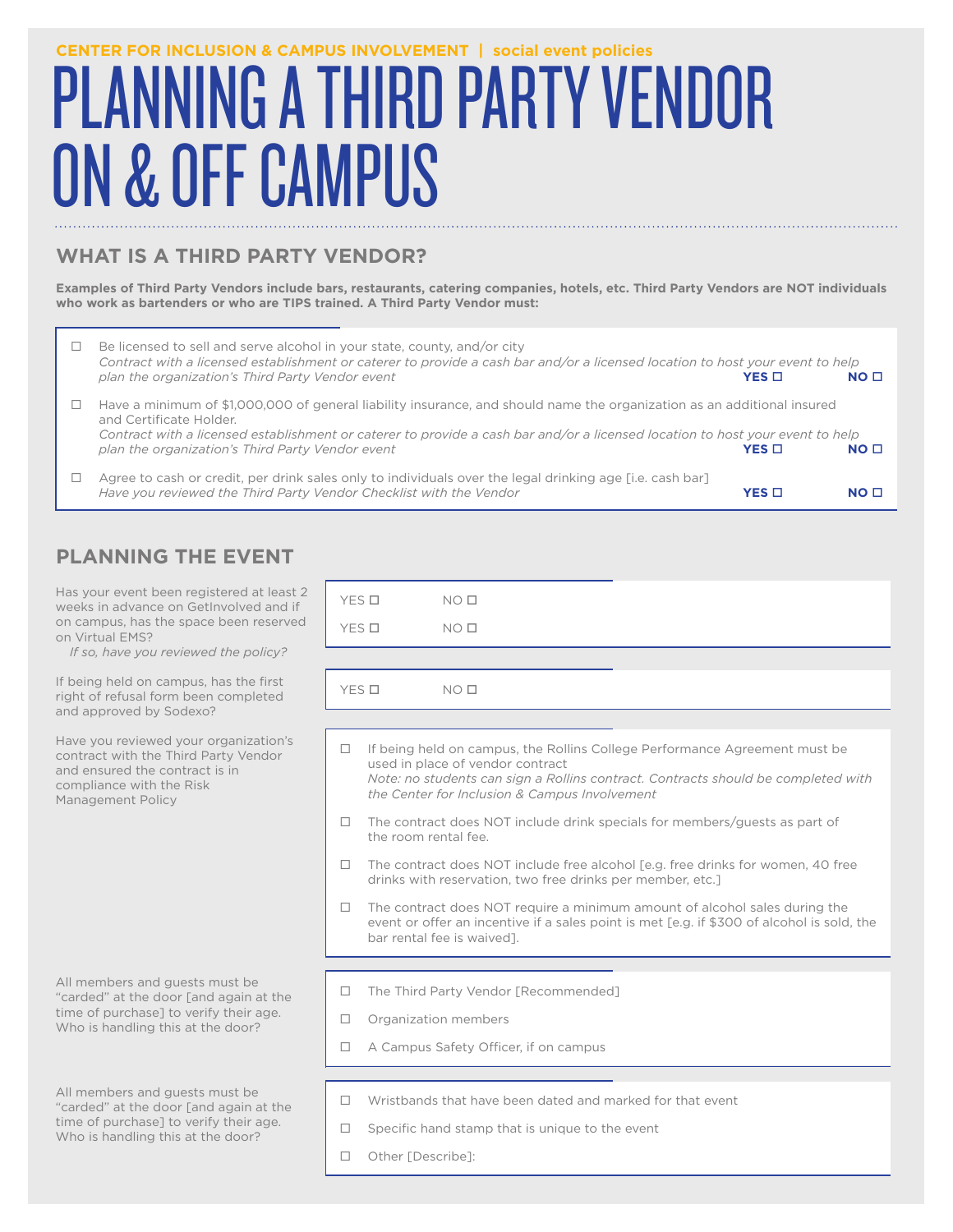CENTER FOR INCLUSION & CAMPUS INVOLVEMENT | social event policies

# PLANNING A THIRD PARTY VENDOR ON & OFF CAMPUS

## WHAT IS A THIRD PARTY VENDOR?

**Examples of Third Party Vendors include bars, restaurants, catering companies, hotels, etc. Third Party Vendors are NOT individuals who work as bartenders or who are TIPS trained. A Third Party Vendor must:**

- ☐ Be licensed to sell and serve alcohol in your state, county, and/or city
  *Contract with a licensed establishment or caterer to provide a cash bar and/or a licensed location to host your event to help plan the organization's Third Party Vendor event* **YES ☐ NO ☐**
- ☐ Have a minimum of $1,000,000 of general liability insurance, and should name the organization as an additional insured and Certificate Holder.
  *Contract with a licensed establishment or caterer to provide a cash bar and/or a licensed location to host your event to help plan the organization's Third Party Vendor event* **YES ☐ NO ☐**
- ☐ Agree to cash or credit, per drink sales only to individuals over the legal drinking age [i.e. cash bar]
  *Have you reviewed the Third Party Vendor Checklist with the Vendor* **YES ☐ NO ☐**

## PLANNING THE EVENT

Has your event been registered at least 2 weeks in advance on GetInvolved and if on campus, has the space been reserved on Virtual EMS?
YES ☐ NO ☐

*If so, have you reviewed the policy?*
YES ☐ NO ☐

If being held on campus, has the first right of refusal form been completed and approved by Sodexo?
YES ☐ NO ☐

Have you reviewed your organization's contract with the Third Party Vendor and ensured the contract is in compliance with the Risk Management Policy

- ☐ If being held on campus, the Rollins College Performance Agreement must be used in place of vendor contract
  *Note: no students can sign a Rollins contract. Contracts should be completed with the Center for Inclusion & Campus Involvement*
- ☐ The contract does NOT include drink specials for members/guests as part of the room rental fee.
- ☐ The contract does NOT include free alcohol [e.g. free drinks for women, 40 free drinks with reservation, two free drinks per member, etc.]
- ☐ The contract does NOT require a minimum amount of alcohol sales during the event or offer an incentive if a sales point is met [e.g. if $300 of alcohol is sold, the bar rental fee is waived].

All members and guests must be "carded" at the door [and again at the time of purchase] to verify their age. Who is handling this at the door?

- ☐ The Third Party Vendor [Recommended]
- ☐ Organization members
- ☐ A Campus Safety Officer, if on campus

All members and guests must be "carded" at the door [and again at the time of purchase] to verify their age. Who is handling this at the door?

- ☐ Wristbands that have been dated and marked for that event
- ☐ Specific hand stamp that is unique to the event
- ☐ Other [Describe]: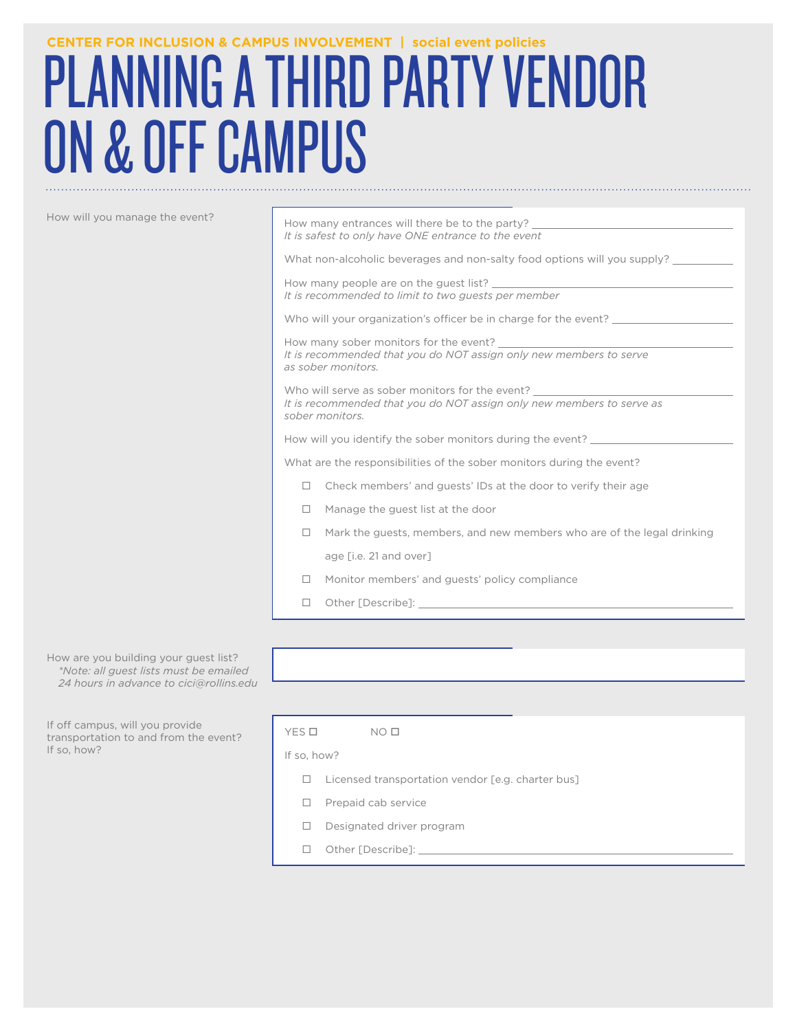CENTER FOR INCLUSION & CAMPUS INVOLVEMENT | social event policies

# PLANNING A THIRD PARTY VENDOR ON & OFF CAMPUS

## How will you manage the event?

How many entrances will there be to the party? ______________________
*It is safest to only have ONE entrance to the event*

What non-alcoholic beverages and non-salty food options will you supply? __________

How many people are on the guest list? ______________________
*It is recommended to limit to two guests per member*

Who will your organization's officer be in charge for the event? ______________________

How many sober monitors for the event? ______________________
*It is recommended that you do NOT assign only new members to serve as sober monitors.*

Who will serve as sober monitors for the event? ______________________
*It is recommended that you do NOT assign only new members to serve as sober monitors.*

How will you identify the sober monitors during the event? ______________________

What are the responsibilities of the sober monitors during the event?

- ☐ Check members' and guests' IDs at the door to verify their age
- ☐ Manage the guest list at the door
- ☐ Mark the guests, members, and new members who are of the legal drinking age [i.e. 21 and over]
- ☐ Monitor members' and guests' policy compliance
- ☐ Other [Describe]: ______________________

## How are you building your guest list?

*\*Note: all guest lists must be emailed 24 hours in advance to cici@rollins.edu*

______________________

## If off campus, will you provide transportation to and from the event? If so, how?

YES ☐ NO ☐

If so, how?

- ☐ Licensed transportation vendor [e.g. charter bus]
- ☐ Prepaid cab service
- ☐ Designated driver program
- ☐ Other [Describe]: ______________________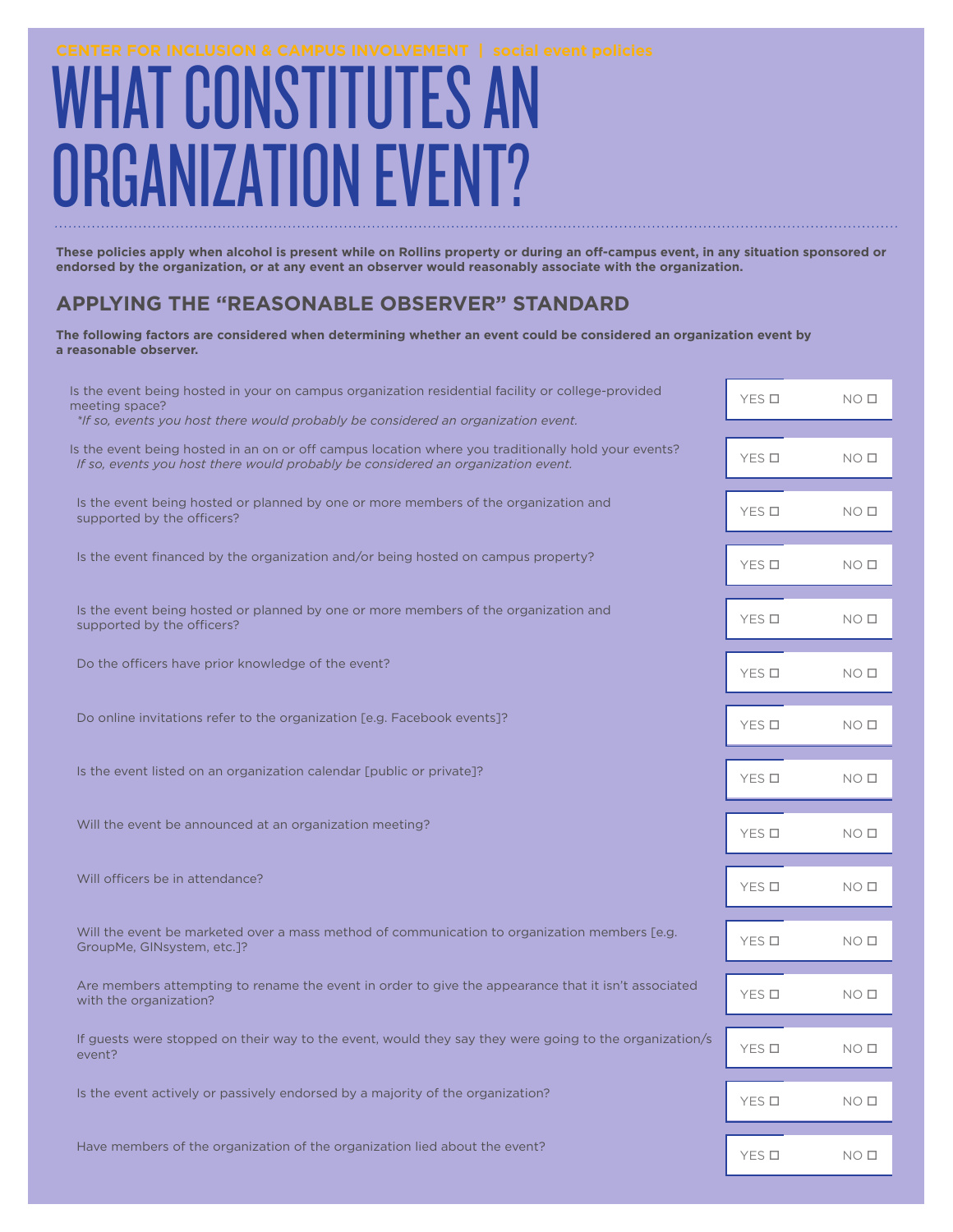CENTER FOR INCLUSION & CAMPUS INVOLVEMENT | social event policies

# WHAT CONSTITUTES AN ORGANIZATION EVENT?

**These policies apply when alcohol is present while on Rollins property or during an off-campus event, in any situation sponsored or endorsed by the organization, or at any event an observer would reasonably associate with the organization.**

## APPLYING THE "REASONABLE OBSERVER" STANDARD

**The following factors are considered when determining whether an event could be considered an organization event by a reasonable observer.**

| Question | YES | NO |
|---|---|---|
| Is the event being hosted in your on campus organization residential facility or college-provided meeting space? *\*If so, events you host there would probably be considered an organization event.* | YES ☐ | NO ☐ |
| Is the event being hosted in an on or off campus location where you traditionally hold your events? *If so, events you host there would probably be considered an organization event.* | YES ☐ | NO ☐ |
| Is the event being hosted or planned by one or more members of the organization and supported by the officers? | YES ☐ | NO ☐ |
| Is the event financed by the organization and/or being hosted on campus property? | YES ☐ | NO ☐ |
| Is the event being hosted or planned by one or more members of the organization and supported by the officers? | YES ☐ | NO ☐ |
| Do the officers have prior knowledge of the event? | YES ☐ | NO ☐ |
| Do online invitations refer to the organization [e.g. Facebook events]? | YES ☐ | NO ☐ |
| Is the event listed on an organization calendar [public or private]? | YES ☐ | NO ☐ |
| Will the event be announced at an organization meeting? | YES ☐ | NO ☐ |
| Will officers be in attendance? | YES ☐ | NO ☐ |
| Will the event be marketed over a mass method of communication to organization members [e.g. GroupMe, GINsystem, etc.]? | YES ☐ | NO ☐ |
| Are members attempting to rename the event in order to give the appearance that it isn't associated with the organization? | YES ☐ | NO ☐ |
| If guests were stopped on their way to the event, would they say they were going to the organization/s event? | YES ☐ | NO ☐ |
| Is the event actively or passively endorsed by a majority of the organization? | YES ☐ | NO ☐ |
| Have members of the organization of the organization lied about the event? | YES ☐ | NO ☐ |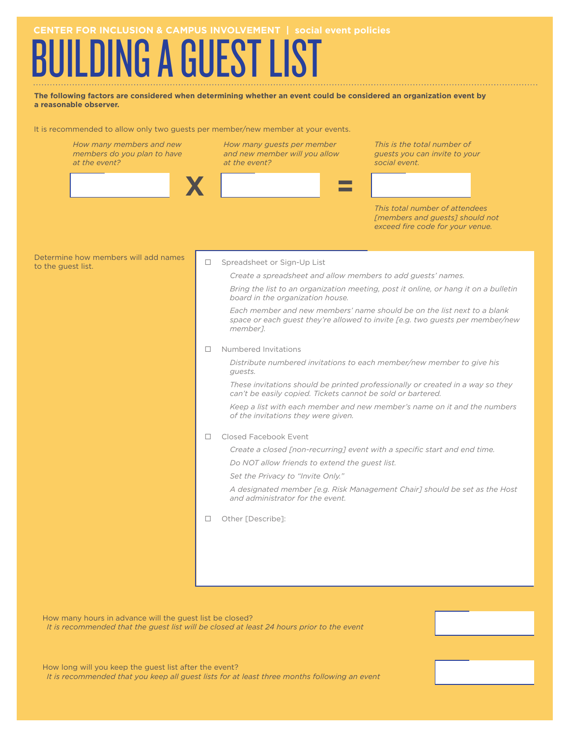CENTER FOR INCLUSION & CAMPUS INVOLVEMENT | social event policies

# BUILDING A GUEST LIST

**The following factors are considered when determining whether an event could be considered an organization event by a reasonable observer.**

It is recommended to allow only two guests per member/new member at your events.

*How many members and new members do you plan to have at the event?* ______ **X** *How many guests per member and new member will you allow at the event?* ______ **=** *This is the total number of guests you can invite to your social event.* ______

*This total number of attendees [members and guests] should not exceed fire code for your venue.*

Determine how members will add names to the guest list.

- ☐ Spreadsheet or Sign-Up List
  - *Create a spreadsheet and allow members to add guests' names.*
  - *Bring the list to an organization meeting, post it online, or hang it on a bulletin board in the organization house.*
  - *Each member and new members' name should be on the list next to a blank space or each guest they're allowed to invite [e.g. two guests per member/new member].*
- ☐ Numbered Invitations
  - *Distribute numbered invitations to each member/new member to give his guests.*
  - *These invitations should be printed professionally or created in a way so they can't be easily copied. Tickets cannot be sold or bartered.*
  - *Keep a list with each member and new member's name on it and the numbers of the invitations they were given.*
- ☐ Closed Facebook Event
  - *Create a closed [non-recurring] event with a specific start and end time.*
  - *Do NOT allow friends to extend the guest list.*
  - *Set the Privacy to "Invite Only."*
  - *A designated member [e.g. Risk Management Chair] should be set as the Host and administrator for the event.*
- ☐ Other [Describe]:

How many hours in advance will the guest list be closed? ______
*It is recommended that the guest list will be closed at least 24 hours prior to the event*

How long will you keep the guest list after the event? ______
*It is recommended that you keep all guest lists for at least three months following an event*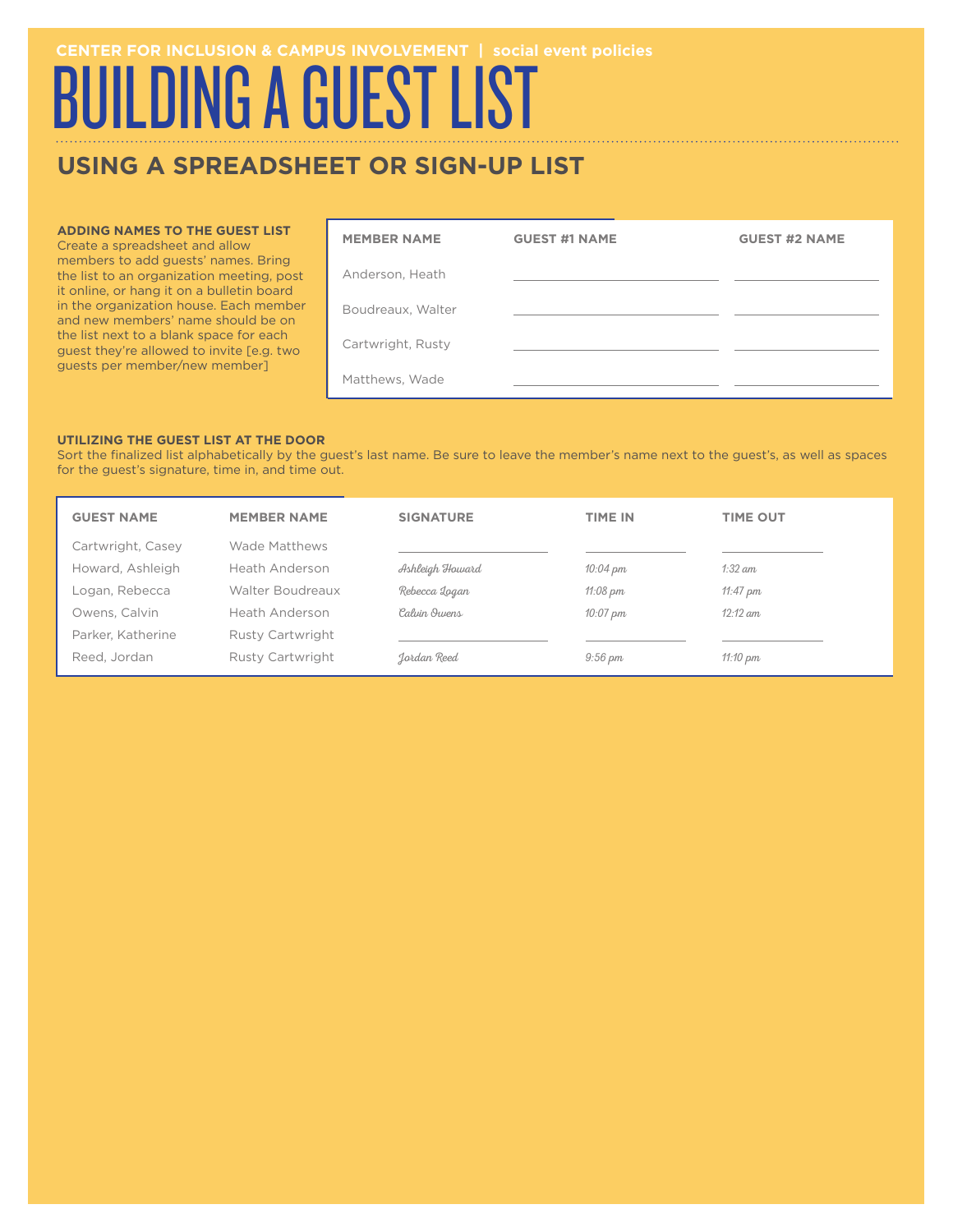CENTER FOR INCLUSION & CAMPUS INVOLVEMENT | social event policies

# BUILDING A GUEST LIST

## USING A SPREADSHEET OR SIGN-UP LIST

### ADDING NAMES TO THE GUEST LIST

Create a spreadsheet and allow members to add guests' names. Bring the list to an organization meeting, post it online, or hang it on a bulletin board in the organization house. Each member and new members' name should be on the list next to a blank space for each guest they're allowed to invite [e.g. two guests per member/new member]

| MEMBER NAME | GUEST #1 NAME | GUEST #2 NAME |
|---|---|---|
| Anderson, Heath | | |
| Boudreaux, Walter | | |
| Cartwright, Rusty | | |
| Matthews, Wade | | |

### UTILIZING THE GUEST LIST AT THE DOOR

Sort the finalized list alphabetically by the guest's last name. Be sure to leave the member's name next to the guest's, as well as spaces for the guest's signature, time in, and time out.

| GUEST NAME | MEMBER NAME | SIGNATURE | TIME IN | TIME OUT |
|---|---|---|---|---|
| Cartwright, Casey | Wade Matthews | | | |
| Howard, Ashleigh | Heath Anderson | *Ashleigh Howard* | *10:04 pm* | *1:32 am* |
| Logan, Rebecca | Walter Boudreaux | *Rebecca Logan* | *11:08 pm* | *11:47 pm* |
| Owens, Calvin | Heath Anderson | *Calvin Owens* | *10:07 pm* | *12:12 am* |
| Parker, Katherine | Rusty Cartwright | | | |
| Reed, Jordan | Rusty Cartwright | *Jordan Reed* | *9:56 pm* | *11:10 pm* |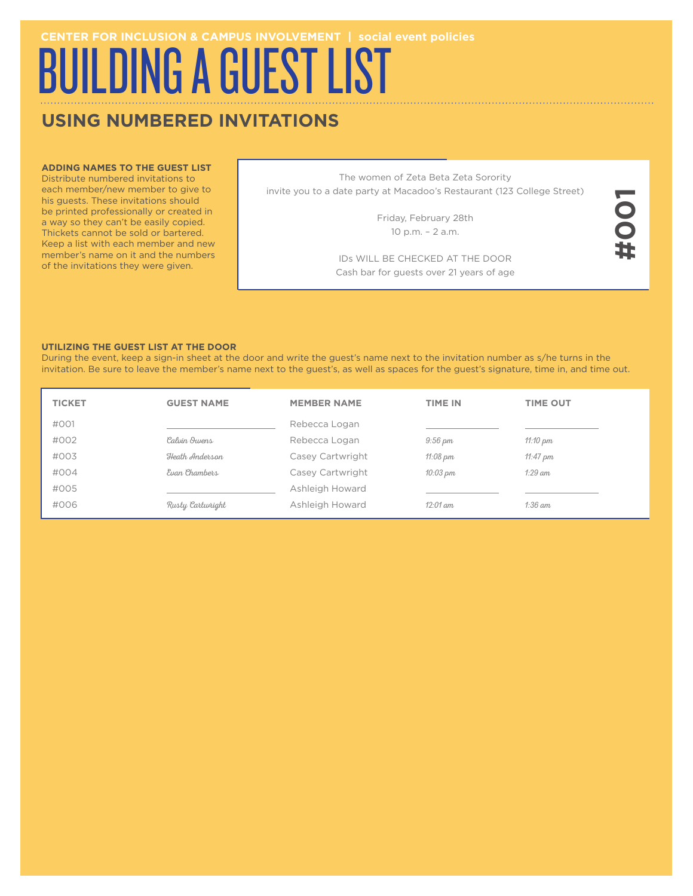CENTER FOR INCLUSION & CAMPUS INVOLVEMENT | social event policies

# BUILDING A GUEST LIST

## USING NUMBERED INVITATIONS

**ADDING NAMES TO THE GUEST LIST**
Distribute numbered invitations to each member/new member to give to his guests. These invitations should be printed professionally or created in a way so they can't be easily copied. Thickets cannot be sold or bartered. Keep a list with each member and new member's name on it and the numbers of the invitations they were given.

> The women of Zeta Beta Zeta Sorority
> invite you to a date party at Macadoo's Restaurant (123 College Street)
>
> Friday, February 28th
> 10 p.m. – 2 a.m.
>
> IDs WILL BE CHECKED AT THE DOOR
> Cash bar for guests over 21 years of age
>
> **#001**

**UTILIZING THE GUEST LIST AT THE DOOR**
During the event, keep a sign-in sheet at the door and write the guest's name next to the invitation number as s/he turns in the invitation. Be sure to leave the member's name next to the guest's, as well as spaces for the guest's signature, time in, and time out.

| TICKET | GUEST NAME | MEMBER NAME | TIME IN | TIME OUT |
|---|---|---|---|---|
| #001 | ____________ | Rebecca Logan | ____________ | ____________ |
| #002 | *Calvin Owens* | Rebecca Logan | *9:56 pm* | *11:10 pm* |
| #003 | *Heath Anderson* | Casey Cartwright | *11:08 pm* | *11:47 pm* |
| #004 | *Evan Chambers* | Casey Cartwright | *10:03 pm* | *1:29 am* |
| #005 | ____________ | Ashleigh Howard | ____________ | ____________ |
| #006 | *Rusty Cartwright* | Ashleigh Howard | *12:01 am* | *1:36 am* |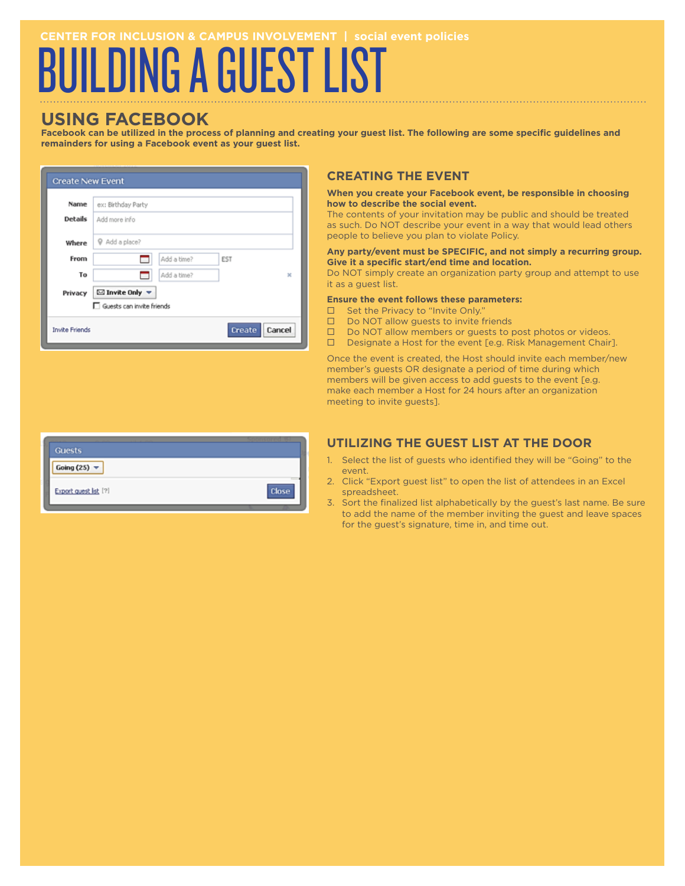CENTER FOR INCLUSION & CAMPUS INVOLVEMENT | social event policies

# BUILDING A GUEST LIST

## USING FACEBOOK

**Facebook can be utilized in the process of planning and creating your guest list. The following are some specific guidelines and remainders for using a Facebook event as your guest list.**

### CREATING THE EVENT

**When you create your Facebook event, be responsible in choosing how to describe the social event.**
The contents of your invitation may be public and should be treated as such. Do NOT describe your event in a way that would lead others people to believe you plan to violate Policy.

**Any party/event must be SPECIFIC, and not simply a recurring group. Give it a specific start/end time and location.**
Do NOT simply create an organization party group and attempt to use it as a guest list.

**Ensure the event follows these parameters:**

- ☐ Set the Privacy to "Invite Only."
- ☐ Do NOT allow guests to invite friends
- ☐ Do NOT allow members or guests to post photos or videos.
- ☐ Designate a Host for the event [e.g. Risk Management Chair].

Once the event is created, the Host should invite each member/new member's guests OR designate a period of time during which members will be given access to add guests to the event [e.g. make each member a Host for 24 hours after an organization meeting to invite guests].

### UTILIZING THE GUEST LIST AT THE DOOR

1. Select the list of guests who identified they will be "Going" to the event.
2. Click "Export guest list" to open the list of attendees in an Excel spreadsheet.
3. Sort the finalized list alphabetically by the guest's last name. Be sure to add the name of the member inviting the guest and leave spaces for the guest's signature, time in, and time out.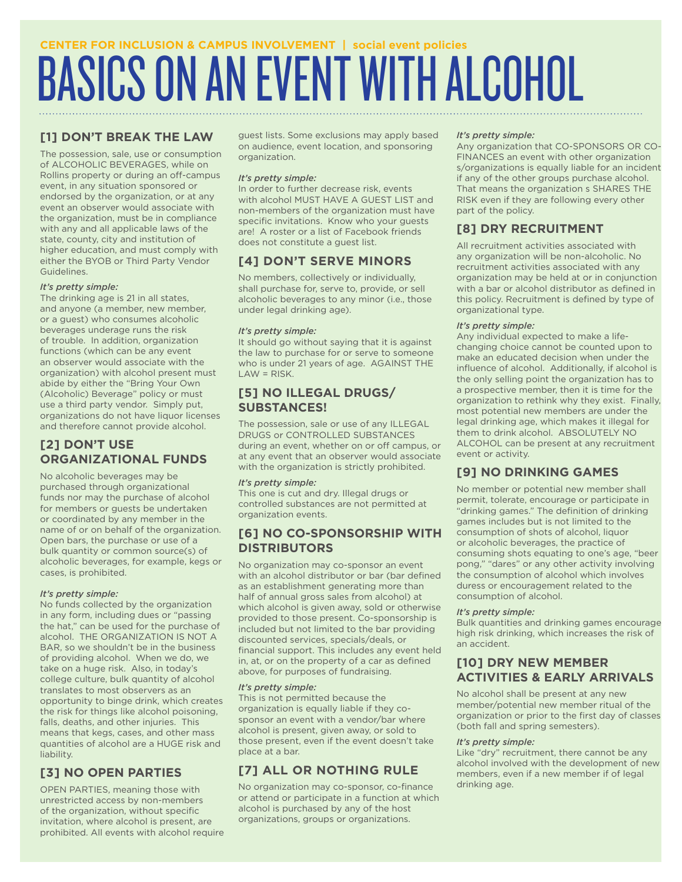CENTER FOR INCLUSION & CAMPUS INVOLVEMENT | social event policies

# BASICS ON AN EVENT WITH ALCOHOL

## [1] DON'T BREAK THE LAW

The possession, sale, use or consumption of ALCOHOLIC BEVERAGES, while on Rollins property or during an off-campus event, in any situation sponsored or endorsed by the organization, or at any event an observer would associate with the organization, must be in compliance with any and all applicable laws of the state, county, city and institution of higher education, and must comply with either the BYOB or Third Party Vendor Guidelines.

***It's pretty simple:***
The drinking age is 21 in all states, and anyone (a member, new member, or a guest) who consumes alcoholic beverages underage runs the risk of trouble. In addition, organization functions (which can be any event an observer would associate with the organization) with alcohol present must abide by either the "Bring Your Own (Alcoholic) Beverage" policy or must use a third party vendor. Simply put, organizations do not have liquor licenses and therefore cannot provide alcohol.

## [2] DON'T USE ORGANIZATIONAL FUNDS

No alcoholic beverages may be purchased through organizational funds nor may the purchase of alcohol for members or guests be undertaken or coordinated by any member in the name of or on behalf of the organization. Open bars, the purchase or use of a bulk quantity or common source(s) of alcoholic beverages, for example, kegs or cases, is prohibited.

***It's pretty simple:***
No funds collected by the organization in any form, including dues or "passing the hat," can be used for the purchase of alcohol. THE ORGANIZATION IS NOT A BAR, so we shouldn't be in the business of providing alcohol. When we do, we take on a huge risk. Also, in today's college culture, bulk quantity of alcohol translates to most observers as an opportunity to binge drink, which creates the risk for things like alcohol poisoning, falls, deaths, and other injuries. This means that kegs, cases, and other mass quantities of alcohol are a HUGE risk and liability.

## [3] NO OPEN PARTIES

OPEN PARTIES, meaning those with unrestricted access by non-members of the organization, without specific invitation, where alcohol is present, are prohibited. All events with alcohol require guest lists. Some exclusions may apply based on audience, event location, and sponsoring organization.

***It's pretty simple:***
In order to further decrease risk, events with alcohol MUST HAVE A GUEST LIST and non-members of the organization must have specific invitations. Know who your guests are! A roster or a list of Facebook friends does not constitute a guest list.

## [4] DON'T SERVE MINORS

No members, collectively or individually, shall purchase for, serve to, provide, or sell alcoholic beverages to any minor (i.e., those under legal drinking age).

***It's pretty simple:***
It should go without saying that it is against the law to purchase for or serve to someone who is under 21 years of age. AGAINST THE LAW = RISK.

## [5] NO ILLEGAL DRUGS/ SUBSTANCES!

The possession, sale or use of any ILLEGAL DRUGS or CONTROLLED SUBSTANCES during an event, whether on or off campus, or at any event that an observer would associate with the organization is strictly prohibited.

***It's pretty simple:***
This one is cut and dry. Illegal drugs or controlled substances are not permitted at organization events.

## [6] NO CO-SPONSORSHIP WITH DISTRIBUTORS

No organization may co-sponsor an event with an alcohol distributor or bar (bar defined as an establishment generating more than half of annual gross sales from alcohol) at which alcohol is given away, sold or otherwise provided to those present. Co-sponsorship is included but not limited to the bar providing discounted services, specials/deals, or financial support. This includes any event held in, at, or on the property of a car as defined above, for purposes of fundraising.

***It's pretty simple:***
This is not permitted because the organization is equally liable if they co-sponsor an event with a vendor/bar where alcohol is present, given away, or sold to those present, even if the event doesn't take place at a bar.

## [7] ALL OR NOTHING RULE

No organization may co-sponsor, co-finance or attend or participate in a function at which alcohol is purchased by any of the host organizations, groups or organizations.

***It's pretty simple:***
Any organization that CO-SPONSORS OR CO-FINANCES an event with other organization s/organizations is equally liable for an incident if any of the other groups purchase alcohol. That means the organization s SHARES THE RISK even if they are following every other part of the policy.

## [8] DRY RECRUITMENT

All recruitment activities associated with any organization will be non-alcoholic. No recruitment activities associated with any organization may be held at or in conjunction with a bar or alcohol distributor as defined in this policy. Recruitment is defined by type of organizational type.

***It's pretty simple:***
Any individual expected to make a life-changing choice cannot be counted upon to make an educated decision when under the influence of alcohol. Additionally, if alcohol is the only selling point the organization has to a prospective member, then it is time for the organization to rethink why they exist. Finally, most potential new members are under the legal drinking age, which makes it illegal for them to drink alcohol. ABSOLUTELY NO ALCOHOL can be present at any recruitment event or activity.

## [9] NO DRINKING GAMES

No member or potential new member shall permit, tolerate, encourage or participate in "drinking games." The definition of drinking games includes but is not limited to the consumption of shots of alcohol, liquor or alcoholic beverages, the practice of consuming shots equating to one's age, "beer pong," "dares" or any other activity involving the consumption of alcohol which involves duress or encouragement related to the consumption of alcohol.

***It's pretty simple:***
Bulk quantities and drinking games encourage high risk drinking, which increases the risk of an accident.

## [10] DRY NEW MEMBER ACTIVITIES & EARLY ARRIVALS

No alcohol shall be present at any new member/potential new member ritual of the organization or prior to the first day of classes (both fall and spring semesters).

***It's pretty simple:***
Like "dry" recruitment, there cannot be any alcohol involved with the development of new members, even if a new member if of legal drinking age.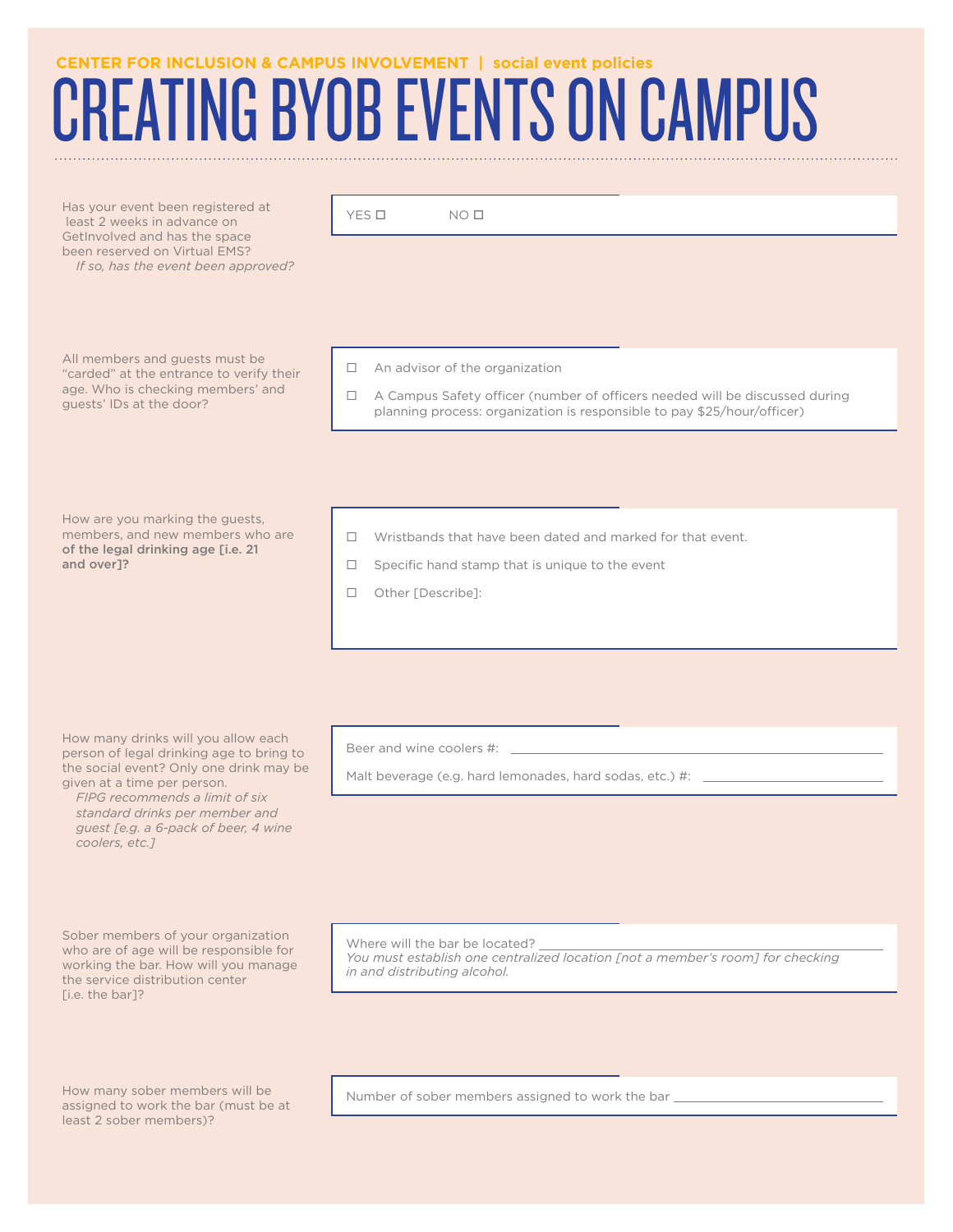**CENTER FOR INCLUSION & CAMPUS INVOLVEMENT | social event policies**

# CREATING BYOB EVENTS ON CAMPUS

Has your event been registered at least 2 weeks in advance on GetInvolved and has the space been reserved on Virtual EMS?
*If so, has the event been approved?*

YES ☐ NO ☐

All members and guests must be "carded" at the entrance to verify their age. Who is checking members' and guests' IDs at the door?

- ☐ An advisor of the organization
- ☐ A Campus Safety officer (number of officers needed will be discussed during planning process: organization is responsible to pay $25/hour/officer)

How are you marking the guests, members, and new members who are **of the legal drinking age [i.e. 21 and over]?**

- ☐ Wristbands that have been dated and marked for that event.
- ☐ Specific hand stamp that is unique to the event
- ☐ Other [Describe]:

How many drinks will you allow each person of legal drinking age to bring to the social event? Only one drink may be given at a time per person.
*FIPG recommends a limit of six standard drinks per member and guest [e.g. a 6-pack of beer, 4 wine coolers, etc.]*

Beer and wine coolers #: ______________________

Malt beverage (e.g. hard lemonades, hard sodas, etc.) #: ______________________

Sober members of your organization who are of age will be responsible for working the bar. How will you manage the service distribution center [i.e. the bar]?

Where will the bar be located? ______________________
*You must establish one centralized location [not a member's room] for checking in and distributing alcohol.*

How many sober members will be assigned to work the bar (must be at least 2 sober members)?

Number of sober members assigned to work the bar ______________________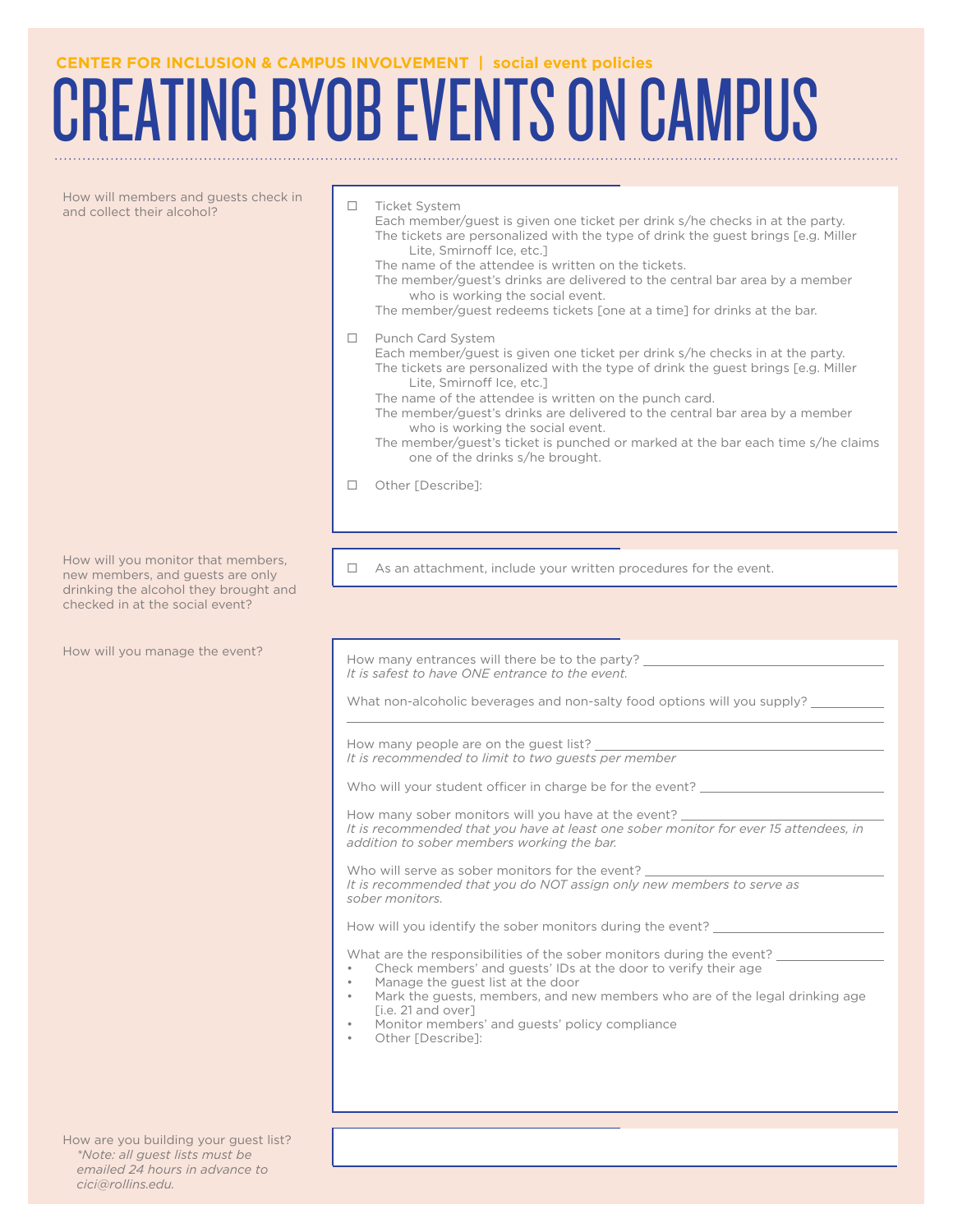**CENTER FOR INCLUSION & CAMPUS INVOLVEMENT | social event policies**

# CREATING BYOB EVENTS ON CAMPUS

**How will members and guests check in and collect their alcohol?**

☐ Ticket System
Each member/guest is given one ticket per drink s/he checks in at the party.
The tickets are personalized with the type of drink the guest brings [e.g. Miller Lite, Smirnoff Ice, etc.]
The name of the attendee is written on the tickets.
The member/guest's drinks are delivered to the central bar area by a member who is working the social event.
The member/guest redeems tickets [one at a time] for drinks at the bar.

☐ Punch Card System
Each member/guest is given one ticket per drink s/he checks in at the party.
The tickets are personalized with the type of drink the guest brings [e.g. Miller Lite, Smirnoff Ice, etc.]
The name of the attendee is written on the punch card.
The member/guest's drinks are delivered to the central bar area by a member who is working the social event.
The member/guest's ticket is punched or marked at the bar each time s/he claims one of the drinks s/he brought.

☐ Other [Describe]:

**How will you monitor that members, new members, and guests are only drinking the alcohol they brought and checked in at the social event?**

☐ As an attachment, include your written procedures for the event.

**How will you manage the event?**

How many entrances will there be to the party? ______________________
*It is safest to have ONE entrance to the event.*

What non-alcoholic beverages and non-salty food options will you supply? __________
______________________________________________________________

How many people are on the guest list? ______________________
*It is recommended to limit to two guests per member*

Who will your student officer in charge be for the event? ______________________

How many sober monitors will you have at the event? ______________________
*It is recommended that you have at least one sober monitor for ever 15 attendees, in addition to sober members working the bar.*

Who will serve as sober monitors for the event? ______________________
*It is recommended that you do NOT assign only new members to serve as sober monitors.*

How will you identify the sober monitors during the event? ______________________

What are the responsibilities of the sober monitors during the event? ______________
- Check members' and guests' IDs at the door to verify their age
- Manage the guest list at the door
- Mark the guests, members, and new members who are of the legal drinking age [i.e. 21 and over]
- Monitor members' and guests' policy compliance
- Other [Describe]:

**How are you building your guest list?**
*\*Note: all guest lists must be emailed 24 hours in advance to cici@rollins.edu.*